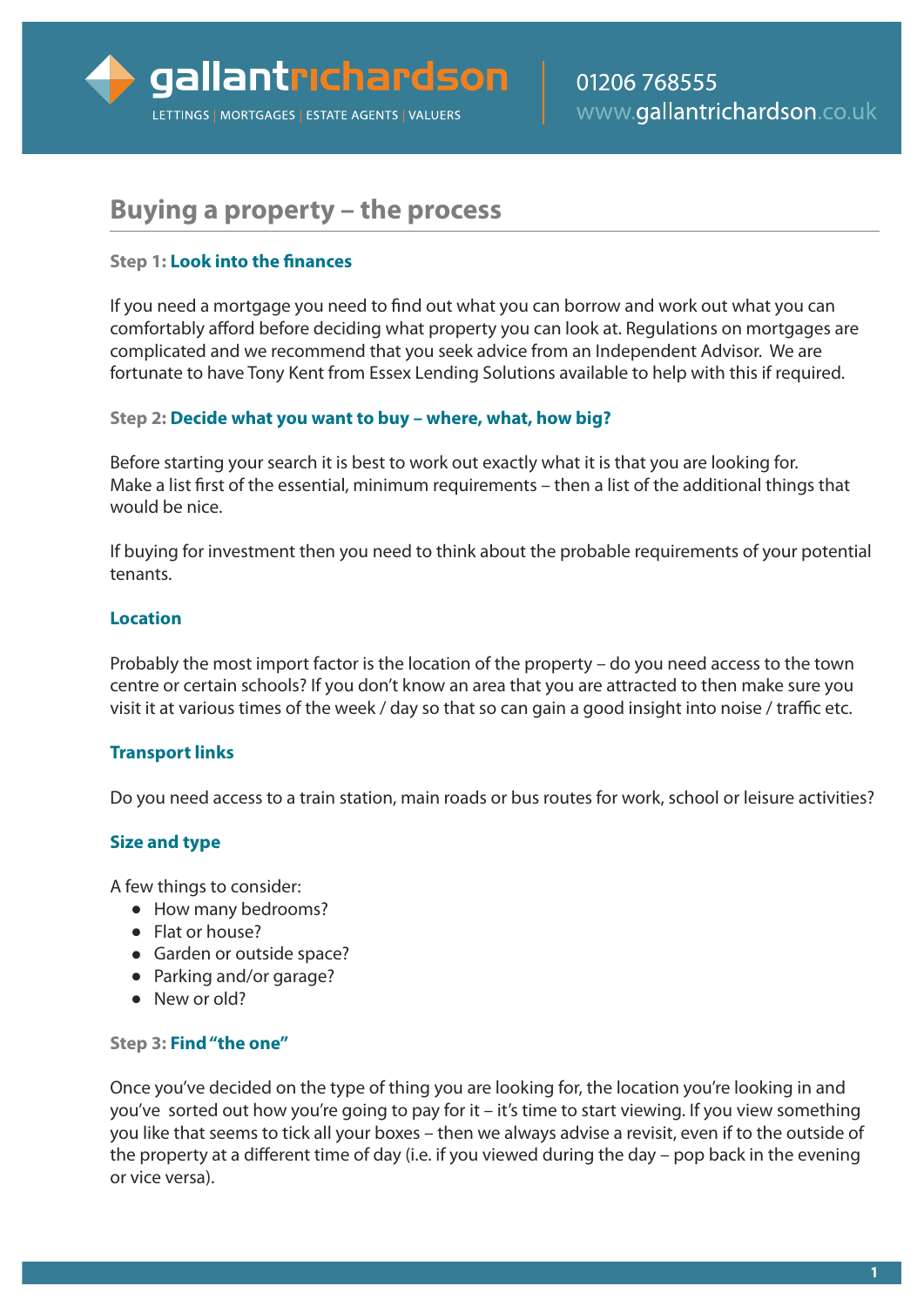# Buying a property – the process

### Step 1: Look into the finances

If you need a mortgage you need to find out what you can borrow and work out what you can comfortably afford before deciding what property you can look at. Regulations on mortgages are complicated and we recommend that you seek advice from an Independent Advisor. We are fortunate to have Tony Kent from Essex Lending Solutions available to help with this if required.

### Step 2: Decide what you want to buy – where, what, how big?

Before starting your search it is best to work out exactly what it is that you are looking for. Make a list first of the essential, minimum requirements – then a list of the additional things that would be nice.

If buying for investment then you need to think about the probable requirements of your potential tenants.

#### Location

Probably the most import factor is the location of the property – do you need access to the town centre or certain schools? If you don't know an area that you are attracted to then make sure you visit it at various times of the week / day so that so can gain a good insight into noise / traffic etc.

#### Transport links

Do you need access to a train station, main roads or bus routes for work, school or leisure activities?

#### Size and type

A few things to consider:

- How many bedrooms?
- Flat or house?
- Garden or outside space?
- Parking and/or garage?
- New or old?

### Step 3: Find "the one"

Once you've decided on the type of thing you are looking for, the location you're looking in and you've sorted out how you're going to pay for it – it's time to start viewing. If you view something you like that seems to tick all your boxes – then we always advise a revisit, even if to the outside of the property at a different time of day (i.e. if you viewed during the day – pop back in the evening or vice versa).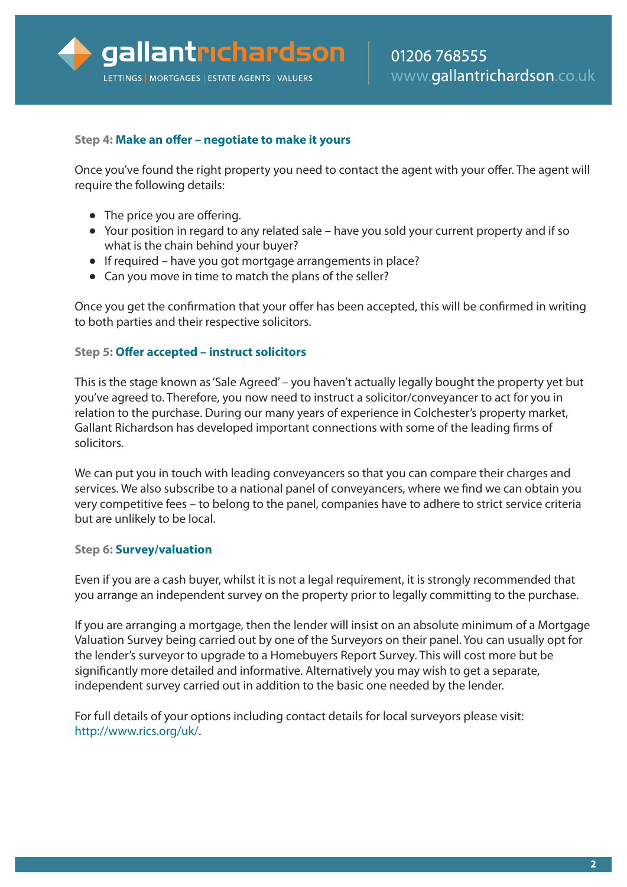### Step 4: Make an offer – negotiate to make it yours

Once you've found the right property you need to contact the agent with your offer. The agent will require the following details:

- The price you are offering.
- Your position in regard to any related sale – have you sold your current property and if so what is the chain behind your buyer?
- If required – have you got mortgage arrangements in place?
- Can you move in time to match the plans of the seller?

Once you get the confirmation that your offer has been accepted, this will be confirmed in writing to both parties and their respective solicitors.

### Step 5: Offer accepted – instruct solicitors

This is the stage known as 'Sale Agreed' – you haven't actually legally bought the property yet but you've agreed to. Therefore, you now need to instruct a solicitor/conveyancer to act for you in relation to the purchase. During our many years of experience in Colchester's property market, Gallant Richardson has developed important connections with some of the leading firms of solicitors.

We can put you in touch with leading conveyancers so that you can compare their charges and services. We also subscribe to a national panel of conveyancers, where we find we can obtain you very competitive fees – to belong to the panel, companies have to adhere to strict service criteria but are unlikely to be local.

### Step 6: Survey/valuation

Even if you are a cash buyer, whilst it is not a legal requirement, it is strongly recommended that you arrange an independent survey on the property prior to legally committing to the purchase.

If you are arranging a mortgage, then the lender will insist on an absolute minimum of a Mortgage Valuation Survey being carried out by one of the Surveyors on their panel. You can usually opt for the lender's surveyor to upgrade to a Homebuyers Report Survey. This will cost more but be significantly more detailed and informative. Alternatively you may wish to get a separate, independent survey carried out in addition to the basic one needed by the lender.

For full details of your options including contact details for local surveyors please visit: http://www.rics.org/uk/.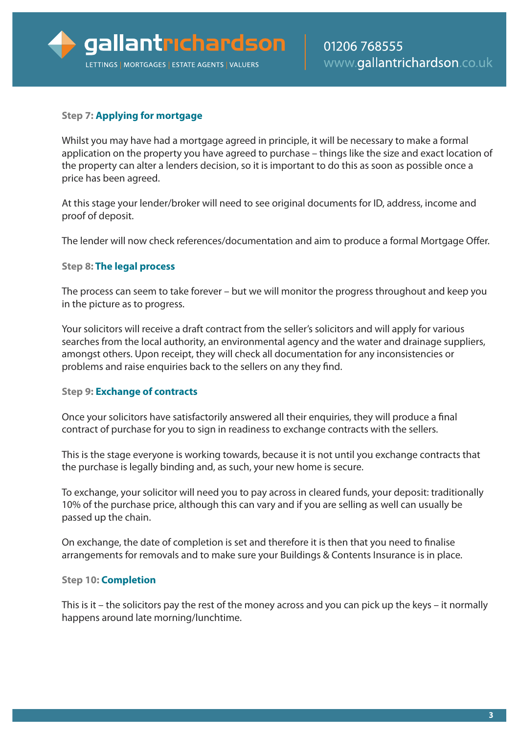### Step 7: Applying for mortgage

Whilst you may have had a mortgage agreed in principle, it will be necessary to make a formal application on the property you have agreed to purchase – things like the size and exact location of the property can alter a lenders decision, so it is important to do this as soon as possible once a price has been agreed.

At this stage your lender/broker will need to see original documents for ID, address, income and proof of deposit.

The lender will now check references/documentation and aim to produce a formal Mortgage Offer.

### Step 8: The legal process

The process can seem to take forever – but we will monitor the progress throughout and keep you in the picture as to progress.

Your solicitors will receive a draft contract from the seller's solicitors and will apply for various searches from the local authority, an environmental agency and the water and drainage suppliers, amongst others. Upon receipt, they will check all documentation for any inconsistencies or problems and raise enquiries back to the sellers on any they find.

### Step 9: Exchange of contracts

Once your solicitors have satisfactorily answered all their enquiries, they will produce a final contract of purchase for you to sign in readiness to exchange contracts with the sellers.

This is the stage everyone is working towards, because it is not until you exchange contracts that the purchase is legally binding and, as such, your new home is secure.

To exchange, your solicitor will need you to pay across in cleared funds, your deposit: traditionally 10% of the purchase price, although this can vary and if you are selling as well can usually be passed up the chain.

On exchange, the date of completion is set and therefore it is then that you need to finalise arrangements for removals and to make sure your Buildings & Contents Insurance is in place.

### Step 10: Completion

This is it – the solicitors pay the rest of the money across and you can pick up the keys – it normally happens around late morning/lunchtime.